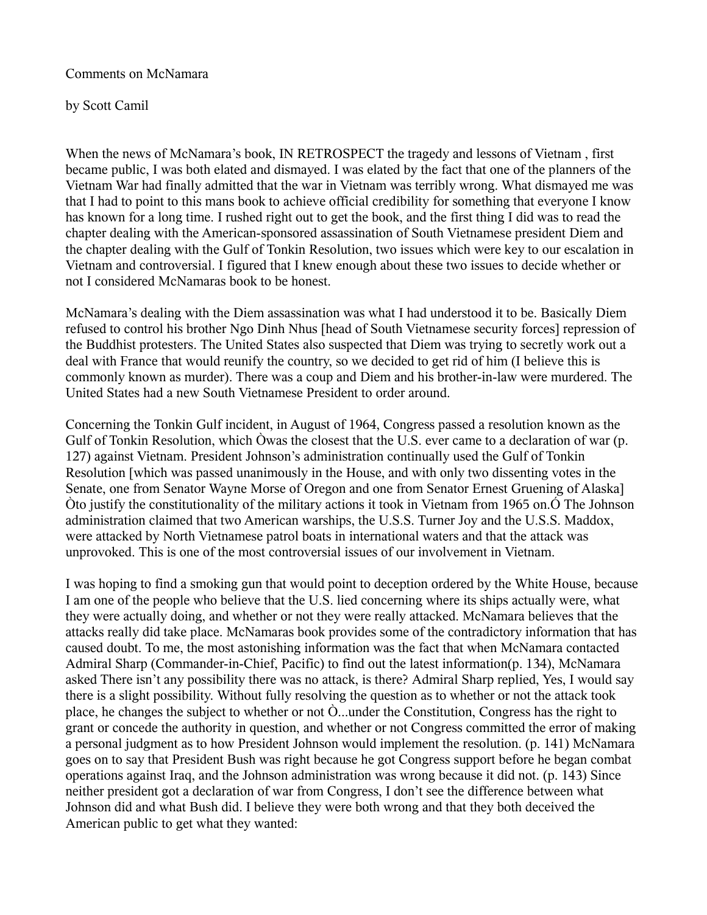Comments on McNamara

by Scott Camil

When the news of McNamara's book, IN RETROSPECT the tragedy and lessons of Vietnam , first became public, I was both elated and dismayed. I was elated by the fact that one of the planners of the Vietnam War had finally admitted that the war in Vietnam was terribly wrong. What dismayed me was that I had to point to this mans book to achieve official credibility for something that everyone I know has known for a long time. I rushed right out to get the book, and the first thing I did was to read the chapter dealing with the American-sponsored assassination of South Vietnamese president Diem and the chapter dealing with the Gulf of Tonkin Resolution, two issues which were key to our escalation in Vietnam and controversial. I figured that I knew enough about these two issues to decide whether or not I considered McNamaras book to be honest.

McNamara's dealing with the Diem assassination was what I had understood it to be. Basically Diem refused to control his brother Ngo Dinh Nhus [head of South Vietnamese security forces] repression of the Buddhist protesters. The United States also suspected that Diem was trying to secretly work out a deal with France that would reunify the country, so we decided to get rid of him (I believe this is commonly known as murder). There was a coup and Diem and his brother-in-law were murdered. The United States had a new South Vietnamese President to order around.

Concerning the Tonkin Gulf incident, in August of 1964, Congress passed a resolution known as the Gulf of Tonkin Resolution, which Òwas the closest that the U.S. ever came to a declaration of war (p. 127) against Vietnam. President Johnson's administration continually used the Gulf of Tonkin Resolution [which was passed unanimously in the House, and with only two dissenting votes in the Senate, one from Senator Wayne Morse of Oregon and one from Senator Ernest Gruening of Alaska] Òto justify the constitutionality of the military actions it took in Vietnam from 1965 on.Ó The Johnson administration claimed that two American warships, the U.S.S. Turner Joy and the U.S.S. Maddox, were attacked by North Vietnamese patrol boats in international waters and that the attack was unprovoked. This is one of the most controversial issues of our involvement in Vietnam.

I was hoping to find a smoking gun that would point to deception ordered by the White House, because I am one of the people who believe that the U.S. lied concerning where its ships actually were, what they were actually doing, and whether or not they were really attacked. McNamara believes that the attacks really did take place. McNamaras book provides some of the contradictory information that has caused doubt. To me, the most astonishing information was the fact that when McNamara contacted Admiral Sharp (Commander-in-Chief, Pacific) to find out the latest information(p. 134), McNamara asked There isn't any possibility there was no attack, is there? Admiral Sharp replied, Yes, I would say there is a slight possibility. Without fully resolving the question as to whether or not the attack took place, he changes the subject to whether or not Ò...under the Constitution, Congress has the right to grant or concede the authority in question, and whether or not Congress committed the error of making a personal judgment as to how President Johnson would implement the resolution. (p. 141) McNamara goes on to say that President Bush was right because he got Congress support before he began combat operations against Iraq, and the Johnson administration was wrong because it did not. (p. 143) Since neither president got a declaration of war from Congress, I don't see the difference between what Johnson did and what Bush did. I believe they were both wrong and that they both deceived the American public to get what they wanted: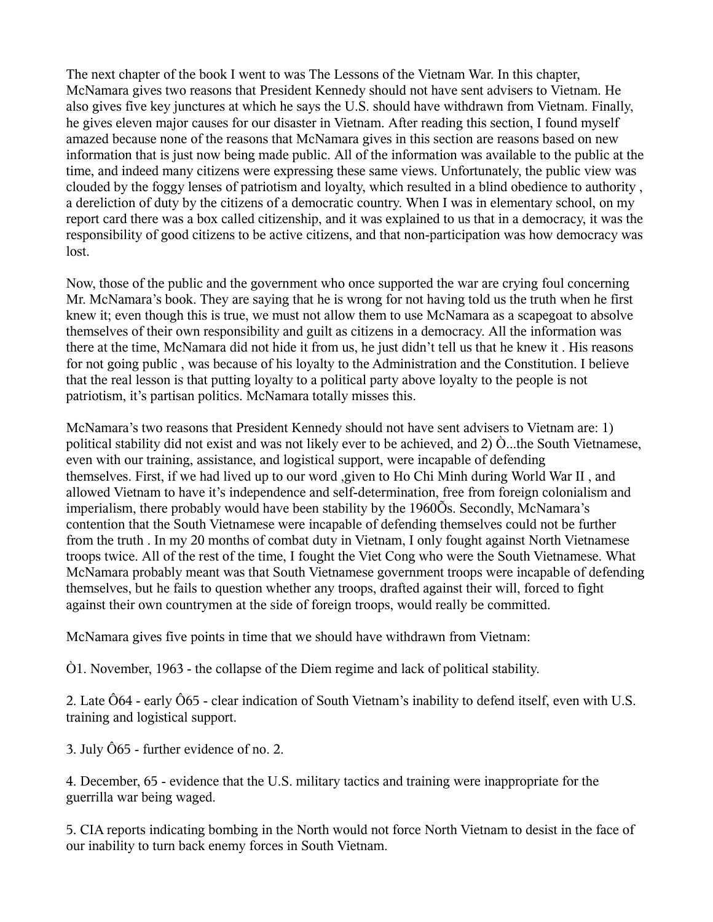The next chapter of the book I went to was The Lessons of the Vietnam War. In this chapter, McNamara gives two reasons that President Kennedy should not have sent advisers to Vietnam. He also gives five key junctures at which he says the U.S. should have withdrawn from Vietnam. Finally, he gives eleven major causes for our disaster in Vietnam. After reading this section, I found myself amazed because none of the reasons that McNamara gives in this section are reasons based on new information that is just now being made public. All of the information was available to the public at the time, and indeed many citizens were expressing these same views. Unfortunately, the public view was clouded by the foggy lenses of patriotism and loyalty, which resulted in a blind obedience to authority , a dereliction of duty by the citizens of a democratic country. When I was in elementary school, on my report card there was a box called citizenship, and it was explained to us that in a democracy, it was the responsibility of good citizens to be active citizens, and that non-participation was how democracy was lost.

Now, those of the public and the government who once supported the war are crying foul concerning Mr. McNamara's book. They are saying that he is wrong for not having told us the truth when he first knew it; even though this is true, we must not allow them to use McNamara as a scapegoat to absolve themselves of their own responsibility and guilt as citizens in a democracy. All the information was there at the time, McNamara did not hide it from us, he just didn't tell us that he knew it . His reasons for not going public , was because of his loyalty to the Administration and the Constitution. I believe that the real lesson is that putting loyalty to a political party above loyalty to the people is not patriotism, it's partisan politics. McNamara totally misses this.

McNamara's two reasons that President Kennedy should not have sent advisers to Vietnam are: 1) political stability did not exist and was not likely ever to be achieved, and 2) Ò...the South Vietnamese, even with our training, assistance, and logistical support, were incapable of defending themselves. First, if we had lived up to our word ,given to Ho Chi Minh during World War II , and allowed Vietnam to have it's independence and self-determination, free from foreign colonialism and imperialism, there probably would have been stability by the 1960Õs. Secondly, McNamara's contention that the South Vietnamese were incapable of defending themselves could not be further from the truth . In my 20 months of combat duty in Vietnam, I only fought against North Vietnamese troops twice. All of the rest of the time, I fought the Viet Cong who were the South Vietnamese. What McNamara probably meant was that South Vietnamese government troops were incapable of defending themselves, but he fails to question whether any troops, drafted against their will, forced to fight against their own countrymen at the side of foreign troops, would really be committed.

McNamara gives five points in time that we should have withdrawn from Vietnam:

Ò1. November, 1963 - the collapse of the Diem regime and lack of political stability.

2. Late Ô64 - early Ô65 - clear indication of South Vietnam's inability to defend itself, even with U.S. training and logistical support.

3. July Ô65 - further evidence of no. 2.

4. December, 65 - evidence that the U.S. military tactics and training were inappropriate for the guerrilla war being waged.

5. CIA reports indicating bombing in the North would not force North Vietnam to desist in the face of our inability to turn back enemy forces in South Vietnam.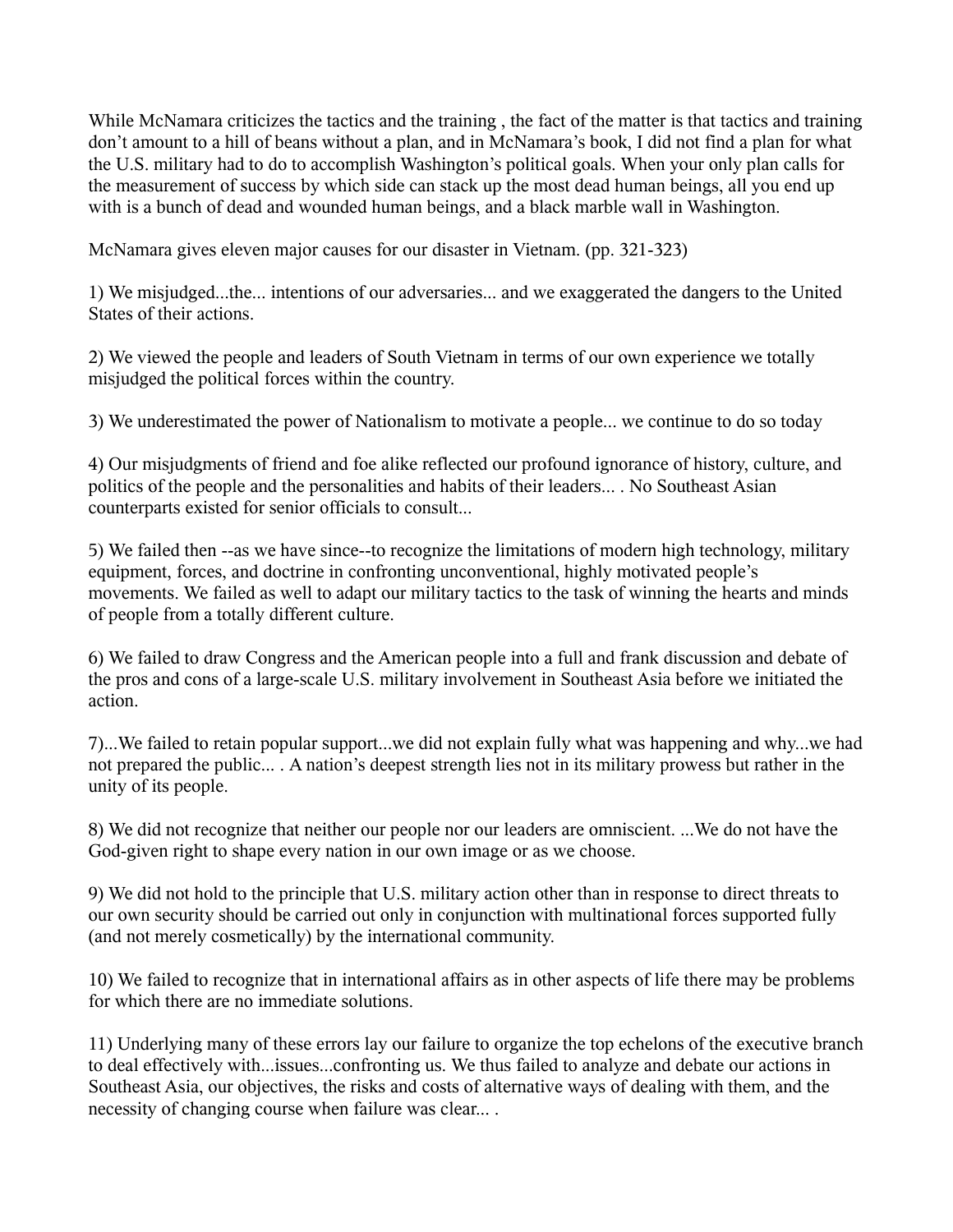While McNamara criticizes the tactics and the training , the fact of the matter is that tactics and training don't amount to a hill of beans without a plan, and in McNamara's book, I did not find a plan for what the U.S. military had to do to accomplish Washington's political goals. When your only plan calls for the measurement of success by which side can stack up the most dead human beings, all you end up with is a bunch of dead and wounded human beings, and a black marble wall in Washington.

McNamara gives eleven major causes for our disaster in Vietnam. (pp. 321-323)

1) We misjudged...the... intentions of our adversaries... and we exaggerated the dangers to the United States of their actions.

2) We viewed the people and leaders of South Vietnam in terms of our own experience we totally misjudged the political forces within the country.

3) We underestimated the power of Nationalism to motivate a people... we continue to do so today

4) Our misjudgments of friend and foe alike reflected our profound ignorance of history, culture, and politics of the people and the personalities and habits of their leaders... . No Southeast Asian counterparts existed for senior officials to consult...

5) We failed then --as we have since--to recognize the limitations of modern high technology, military equipment, forces, and doctrine in confronting unconventional, highly motivated people's movements. We failed as well to adapt our military tactics to the task of winning the hearts and minds of people from a totally different culture.

6) We failed to draw Congress and the American people into a full and frank discussion and debate of the pros and cons of a large-scale U.S. military involvement in Southeast Asia before we initiated the action.

7)...We failed to retain popular support...we did not explain fully what was happening and why...we had not prepared the public... . A nation's deepest strength lies not in its military prowess but rather in the unity of its people.

8) We did not recognize that neither our people nor our leaders are omniscient. ...We do not have the God-given right to shape every nation in our own image or as we choose.

9) We did not hold to the principle that U.S. military action other than in response to direct threats to our own security should be carried out only in conjunction with multinational forces supported fully (and not merely cosmetically) by the international community.

10) We failed to recognize that in international affairs as in other aspects of life there may be problems for which there are no immediate solutions.

11) Underlying many of these errors lay our failure to organize the top echelons of the executive branch to deal effectively with...issues...confronting us. We thus failed to analyze and debate our actions in Southeast Asia, our objectives, the risks and costs of alternative ways of dealing with them, and the necessity of changing course when failure was clear... .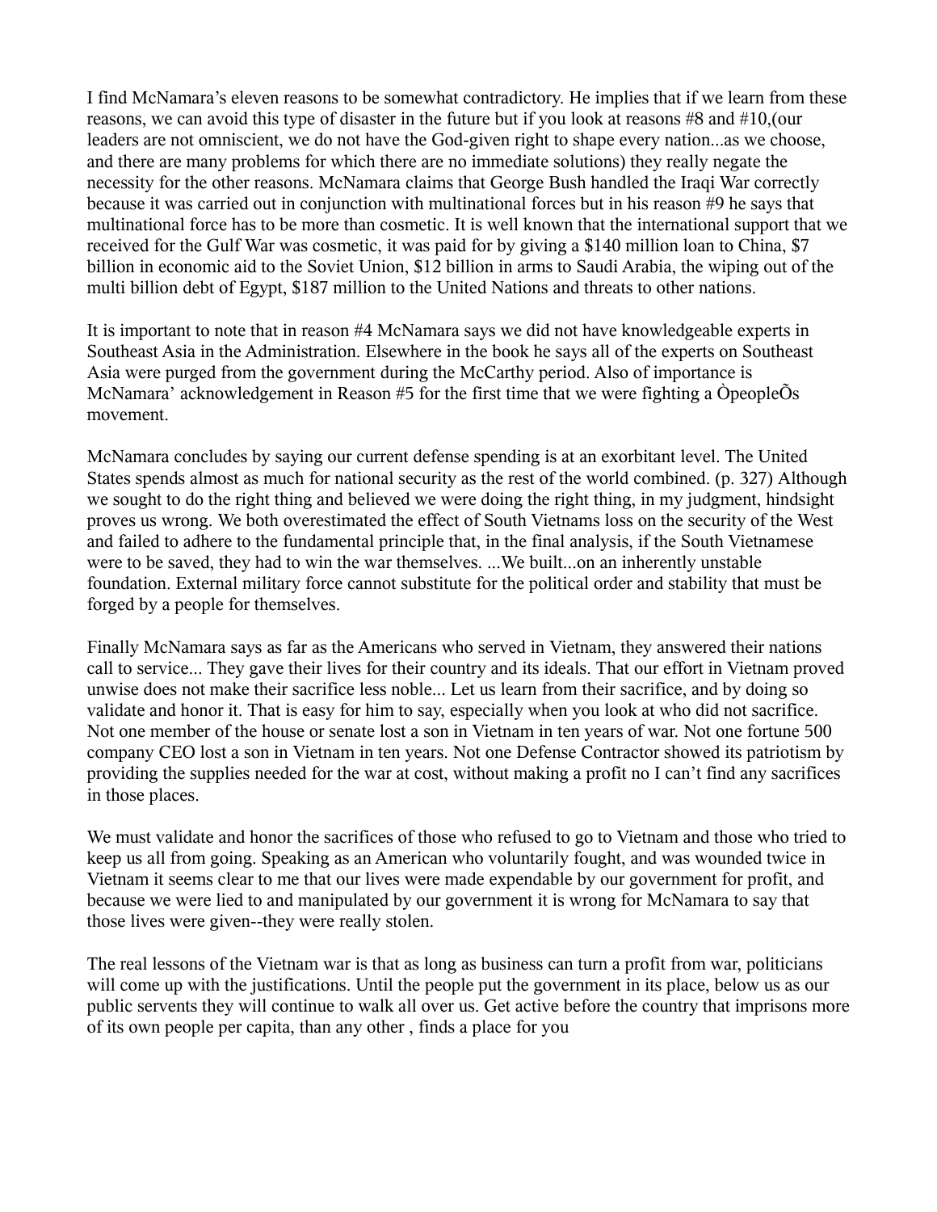I find McNamara's eleven reasons to be somewhat contradictory. He implies that if we learn from these reasons, we can avoid this type of disaster in the future but if you look at reasons #8 and #10,(our leaders are not omniscient, we do not have the God-given right to shape every nation...as we choose, and there are many problems for which there are no immediate solutions) they really negate the necessity for the other reasons. McNamara claims that George Bush handled the Iraqi War correctly because it was carried out in conjunction with multinational forces but in his reason #9 he says that multinational force has to be more than cosmetic. It is well known that the international support that we received for the Gulf War was cosmetic, it was paid for by giving a $140 million loan to China, $7 billion in economic aid to the Soviet Union, $12 billion in arms to Saudi Arabia, the wiping out of the multi billion debt of Egypt, $187 million to the United Nations and threats to other nations.

It is important to note that in reason #4 McNamara says we did not have knowledgeable experts in Southeast Asia in the Administration. Elsewhere in the book he says all of the experts on Southeast Asia were purged from the government during the McCarthy period. Also of importance is McNamara' acknowledgement in Reason #5 for the first time that we were fighting a ÒpeopleÕs movement.

McNamara concludes by saying our current defense spending is at an exorbitant level. The United States spends almost as much for national security as the rest of the world combined. (p. 327) Although we sought to do the right thing and believed we were doing the right thing, in my judgment, hindsight proves us wrong. We both overestimated the effect of South Vietnams loss on the security of the West and failed to adhere to the fundamental principle that, in the final analysis, if the South Vietnamese were to be saved, they had to win the war themselves. ...We built...on an inherently unstable foundation. External military force cannot substitute for the political order and stability that must be forged by a people for themselves.

Finally McNamara says as far as the Americans who served in Vietnam, they answered their nations call to service... They gave their lives for their country and its ideals. That our effort in Vietnam proved unwise does not make their sacrifice less noble... Let us learn from their sacrifice, and by doing so validate and honor it. That is easy for him to say, especially when you look at who did not sacrifice. Not one member of the house or senate lost a son in Vietnam in ten years of war. Not one fortune 500 company CEO lost a son in Vietnam in ten years. Not one Defense Contractor showed its patriotism by providing the supplies needed for the war at cost, without making a profit no I can't find any sacrifices in those places.

We must validate and honor the sacrifices of those who refused to go to Vietnam and those who tried to keep us all from going. Speaking as an American who voluntarily fought, and was wounded twice in Vietnam it seems clear to me that our lives were made expendable by our government for profit, and because we were lied to and manipulated by our government it is wrong for McNamara to say that those lives were given--they were really stolen.

The real lessons of the Vietnam war is that as long as business can turn a profit from war, politicians will come up with the justifications. Until the people put the government in its place, below us as our public servents they will continue to walk all over us. Get active before the country that imprisons more of its own people per capita, than any other , finds a place for you